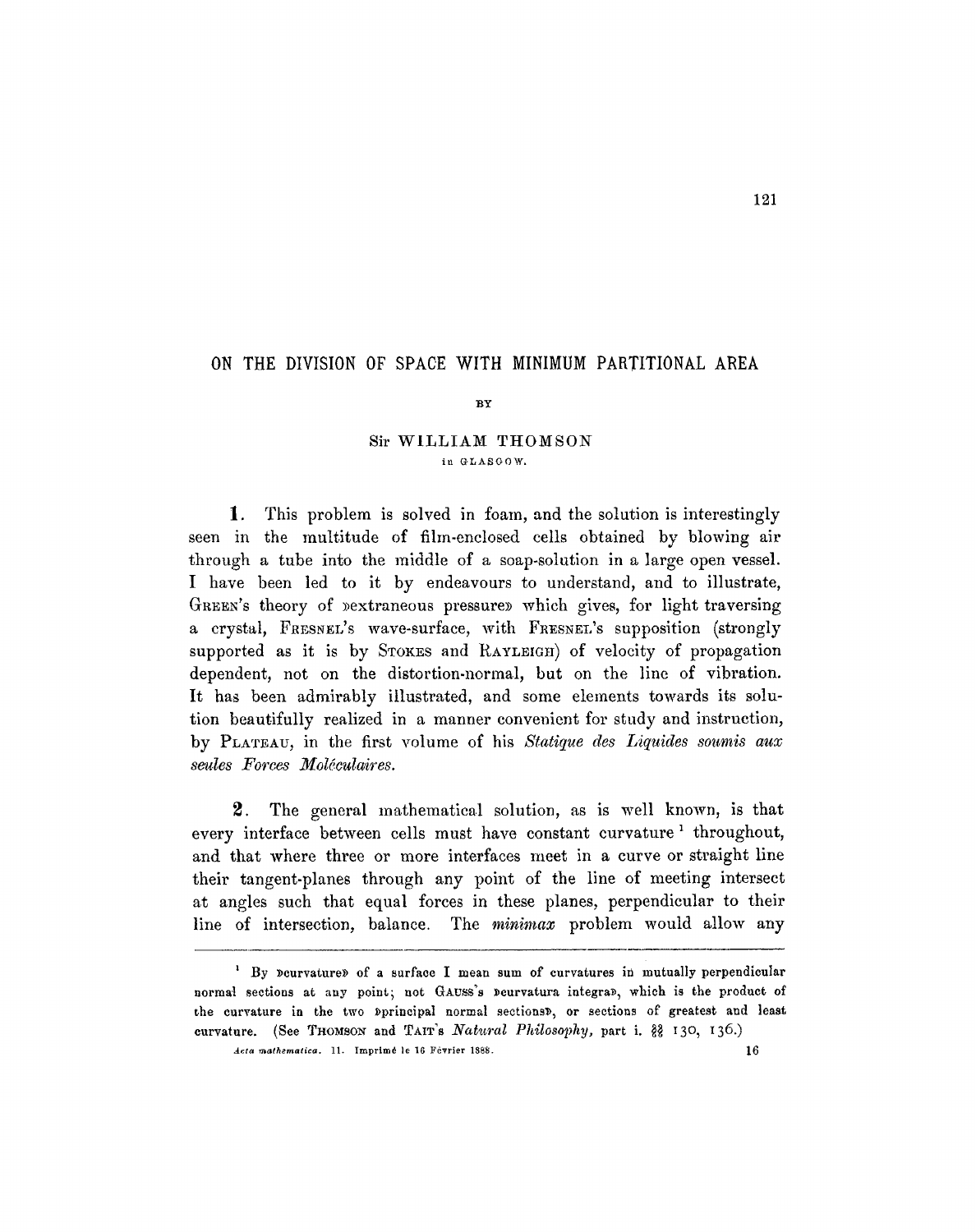# ON THE DIVISION OF SPACE WITH MINIMUM PARTITIONAL AREA

BY

Sir WILLIAM THOMSON

in GLASGOW.

**1.** This problem is solved in foam, and the solution is interestingly seen in the multitude of film-enclosed cells obtained by blowing air through a tube into the middle of a soap-solution in a large open vessel. I have been led to it by endeavours to understand, and to illustrate, GREEN's theory of »extraneous pressure» which gives, for light traversing a crystal, FRESNEL's wave-surface, with FRESNEL's supposition (strongly supported as it is by STOKES and RAYLEIGH) of velocity of propagation dependent, not on the distortion-normal, but on the line of vibration. It has been admirably illustrated, and some elements towards its solution beautifully realized in a manner convenient for study and instruction, by PLATEAU, in the first volume of his *Statique des Liquides soumis aux seules Forces Moléculaires.*

**2.** The general mathematical solution, as is well known, is that every interface between cells must have constant curvature[1] throughout, and that where three or more interfaces meet in a curve or straight line their tangent-planes through any point of the line of meeting intersect at angles such that equal forces in these planes, perpendicular to their line of intersection, balance. The *minimax* problem would allow any

[1] By »curvature» of a surface I mean sum of curvatures in mutually perpendicular normal sections at any point; not GAUSS's »curvatura integra», which is the product of the curvature in the two »principal normal sections», or sections of greatest and least curvature. (See THOMSON and TAIT's *Natural Philosophy*, part i. §§ 130, 136.)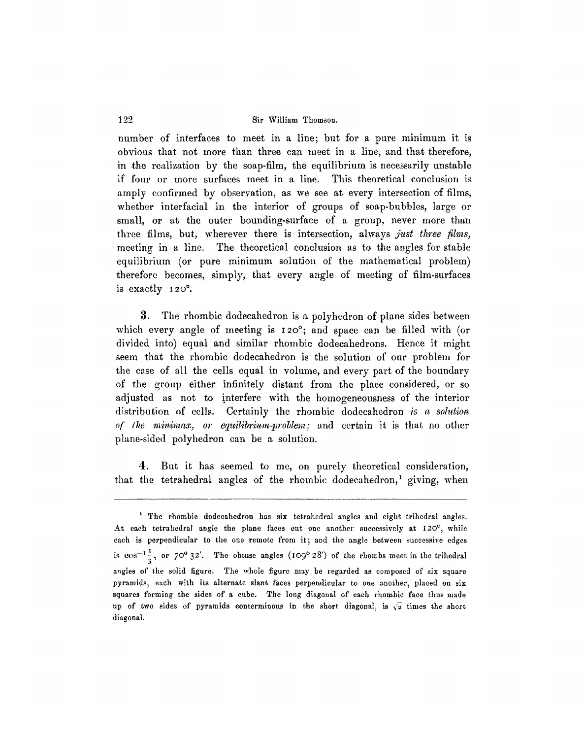number of interfaces to meet in a line; but for a pure minimum it is obvious that not more than three can meet in a line, and that therefore, in the realization by the soap-film, the equilibrium is necessarily unstable if four or more surfaces meet in a line. This theoretical conclusion is amply confirmed by observation, as we see at every intersection of films, whether interfacial in the interior of groups of soap-bubbles, large or small, or at the outer bounding-surface of a group, never more than three films, but, wherever there is intersection, always *just three films*, meeting in a line. The theoretical conclusion as to the angles for stable equilibrium (or pure minimum solution of the mathematical problem) therefore becomes, simply, that every angle of meeting of film-surfaces is exactly 120°.

**3.** The rhombic dodecahedron is a polyhedron of plane sides between which every angle of meeting is 120°; and space can be filled with (or divided into) equal and similar rhombic dodecahedrons. Hence it might seem that the rhombic dodecahedron is the solution of our problem for the case of all the cells equal in volume, and every part of the boundary of the group either infinitely distant from the place considered, or so adjusted as not to interfere with the homogeneousness of the interior distribution of cells. Certainly the rhombic dodecahedron *is a solution of the minimax, or equilibrium-problem;* and certain it is that no other plane-sided polyhedron can be a solution.

**4.** But it has seemed to me, on purely theoretical consideration, that the tetrahedral angles of the rhombic dodecahedron,[1] giving, when

---

[1] The rhombic dodecahedron has six tetrahedral angles and eight trihedral angles. At each tetrahedral angle the plane faces cut one another successively at 120°, while each is perpendicular to the one remote from it; and the angle between successive edges is $\cos^{-1}\frac{1}{3}$, or 70° 32′. The obtuse angles (109° 28′) of the rhombs meet in the trihedral angles of the solid figure. The whole figure may be regarded as composed of six square pyramids, each with its alternate slant faces perpendicular to one another, placed on six squares forming the sides of a cube. The long diagonal of each rhombic face thus made up of two sides of pyramids conterminous in the short diagonal, is $\sqrt{2}$ times the short diagonal.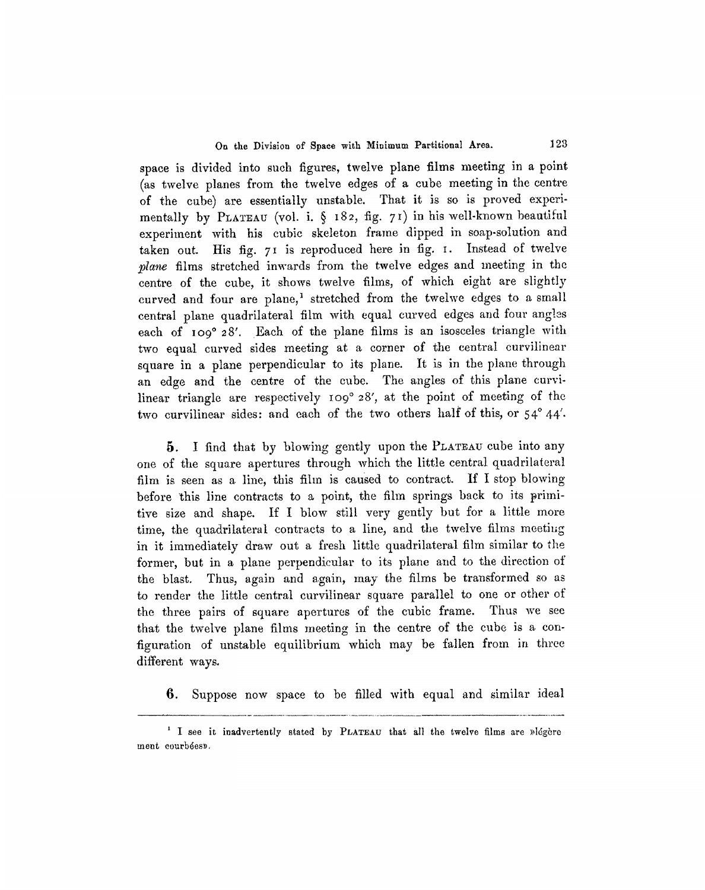space is divided into such figures, twelve plane films meeting in a point (as twelve planes from the twelve edges of a cube meeting in the centre of the cube) are essentially unstable. That it is so is proved experimentally by PLATEAU (vol. i. § 182, fig. 71) in his well-known beautiful experiment with his cubic skeleton frame dipped in soap-solution and taken out. His fig. 71 is reproduced here in fig. 1. Instead of twelve *plane* films stretched inwards from the twelve edges and meeting in the centre of the cube, it shows twelve films, of which eight are slightly curved and four are plane,[1] stretched from the twelwe edges to a small central plane quadrilateral film with equal curved edges and four angles each of 109° 28′. Each of the plane films is an isosceles triangle with two equal curved sides meeting at a corner of the central curvilinear square in a plane perpendicular to its plane. It is in the plane through an edge and the centre of the cube. The angles of this plane curvilinear triangle are respectively 109° 28′, at the point of meeting of the two curvilinear sides: and each of the two others half of this, or 54° 44′.

**5.** I find that by blowing gently upon the PLATEAU cube into any one of the square apertures through which the little central quadrilateral film is seen as a line, this film is caused to contract. If I stop blowing before this line contracts to a point, the film springs back to its primitive size and shape. If I blow still very gently but for a little more time, the quadrilateral contracts to a line, and the twelve films meeting in it immediately draw out a fresh little quadrilateral film similar to the former, but in a plane perpendicular to its plane and to the direction of the blast. Thus, again and again, may the films be transformed so as to render the little central curvilinear square parallel to one or other of the three pairs of square apertures of the cubic frame. Thus we see that the twelve plane films meeting in the centre of the cube is a configuration of unstable equilibrium which may be fallen from in three different ways.

**6.** Suppose now space to be filled with equal and similar ideal

---

[1] I see it inadvertently stated by PLATEAU that all the twelve films are »légèrement courbées».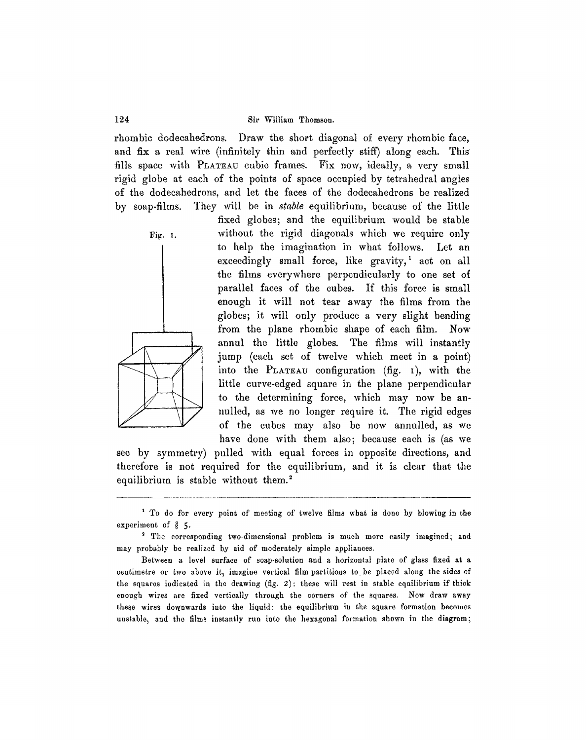rhombic dodecahedrons. Draw the short diagonal of every rhombic face, and fix a real wire (infinitely thin and perfectly stiff) along each. This fills space with PLATEAU cubic frames. Fix now, ideally, a very small rigid globe at each of the points of space occupied by tetrahedral angles of the dodecahedrons, and let the faces of the dodecahedrons be realized by soap-films. They will be in *stable* equilibrium, because of the little fixed globes; and the equilibrium would be stable without the rigid diagonals which we require only to help the imagination in what follows. Let an exceedingly small force, like gravity,[1] act on all the films everywhere perpendicularly to one set of parallel faces of the cubes. If this force is small enough it will not tear away the films from the globes; it will only produce a very slight bending from the plane rhombic shape of each film. Now annul the little globes. The films will instantly jump (each set of twelve which meet in a point) into the PLATEAU configuration (fig. 1), with the little curve-edged square in the plane perpendicular to the determining force, which may now be annulled, as we no longer require it. The rigid edges of the cubes may also be now annulled, as we have done with them also; because each is (as we see by symmetry) pulled with equal forces in opposite directions, and therefore is not required for the equilibrium, and it is clear that the equilibrium is stable without them.[2]

Fig. 1.

---

[1] To do for every point of meeting of twelve films what is done by blowing in the experiment of § 5.

[2] The corresponding two-dimensional problem is much more easily imagined; and may probably be realized by aid of moderately simple appliances.

Between a level surface of soap-solution and a horizontal plate of glass fixed at a centimetre or two above it, imagine vertical film partitions to be placed along the sides of the squares indicated in the drawing (fig. 2): these will rest in stable equilibrium if thick enough wires are fixed vertically through the corners of the squares. Now draw away these wires downwards into the liquid: the equilibrium in the square formation becomes unstable, and the films instantly run into the hexagonal formation shown in the diagram;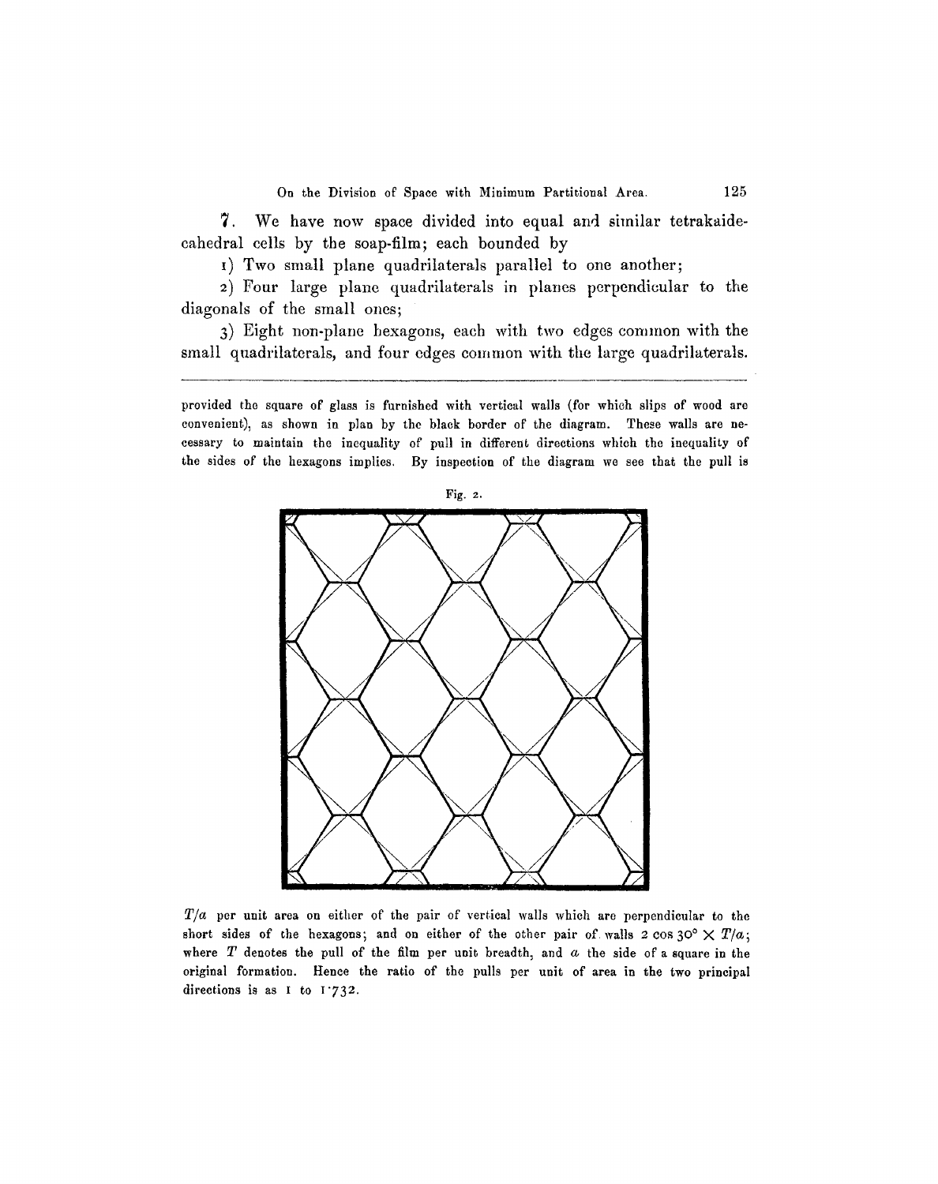7. We have now space divided into equal and similar tetrakaidecahedral cells by the soap-film; each bounded by

1) Two small plane quadrilaterals parallel to one another;

2) Four large plane quadrilaterals in planes perpendicular to the diagonals of the small ones;

3) Eight non-plane hexagons, each with two edges common with the small quadrilaterals, and four edges common with the large quadrilaterals.

---

provided the square of glass is furnished with vertical walls (for which slips of wood are convenient), as shown in plan by the black border of the diagram. These walls are necessary to maintain the inequality of pull in different directions which the inequality of the sides of the hexagons implies. By inspection of the diagram we see that the pull is

Fig. 2.

$T/a$ per unit area on either of the pair of vertical walls which are perpendicular to the short sides of the hexagons; and on either of the other pair of walls $2 \cos 30^\circ \times T/a$; where $T$ denotes the pull of the film per unit breadth, and $a$ the side of a square in the original formation. Hence the ratio of the pulls per unit of area in the two principal directions is as 1 to 1·732.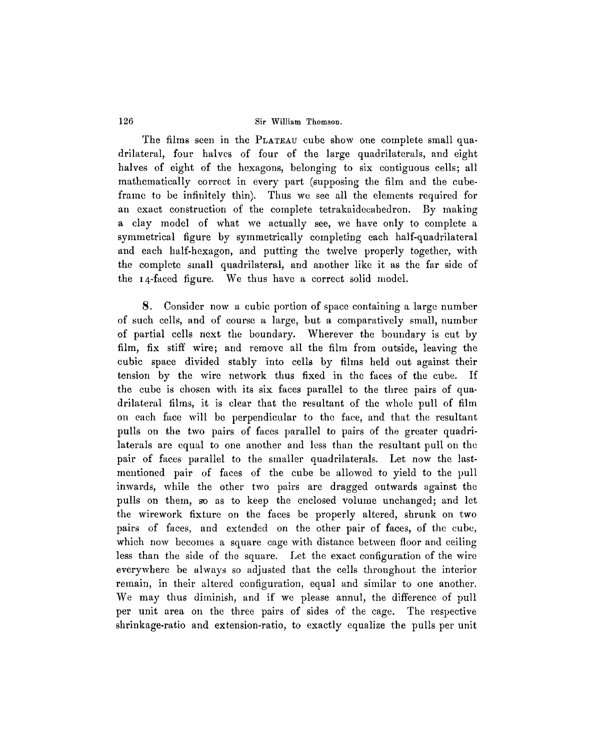The films seen in the PLATEAU cube show one complete small quadrilateral, four halves of four of the large quadrilaterals, and eight halves of eight of the hexagons, belonging to six contiguous cells; all mathematically correct in every part (supposing the film and the cube-frame to be infinitely thin). Thus we see all the elements required for an exact construction of the complete tetrakaidecahedron. By making a clay model of what we actually see, we have only to complete a symmetrical figure by symmetrically completing each half-quadrilateral and each half-hexagon, and putting the twelve properly together, with the complete small quadrilateral, and another like it as the far side of the 14-faced figure. We thus have a correct solid model.

**8.** Consider now a cubic portion of space containing a large number of such cells, and of course a large, but a comparatively small, number of partial cells next the boundary. Wherever the boundary is cut by film, fix stiff wire; and remove all the film from outside, leaving the cubic space divided stably into cells by films held out against their tension by the wire network thus fixed in the faces of the cube. If the cube is chosen with its six faces parallel to the three pairs of quadrilateral films, it is clear that the resultant of the whole pull of film on each face will be perpendicular to the face, and that the resultant pulls on the two pairs of faces parallel to pairs of the greater quadrilaterals are equal to one another and less than the resultant pull on the pair of faces parallel to the smaller quadrilaterals. Let now the last-mentioned pair of faces of the cube be allowed to yield to the pull inwards, while the other two pairs are dragged outwards against the pulls on them, so as to keep the enclosed volume unchanged; and let the wirework fixture on the faces be properly altered, shrunk on two pairs of faces, and extended on the other pair of faces, of the cube, which now becomes a square cage with distance between floor and ceiling less than the side of the square. Let the exact configuration of the wire everywhere be always so adjusted that the cells throughout the interior remain, in their altered configuration, equal and similar to one another. We may thus diminish, and if we please annul, the difference of pull per unit area on the three pairs of sides of the cage. The respective shrinkage-ratio and extension-ratio, to exactly equalize the pulls per unit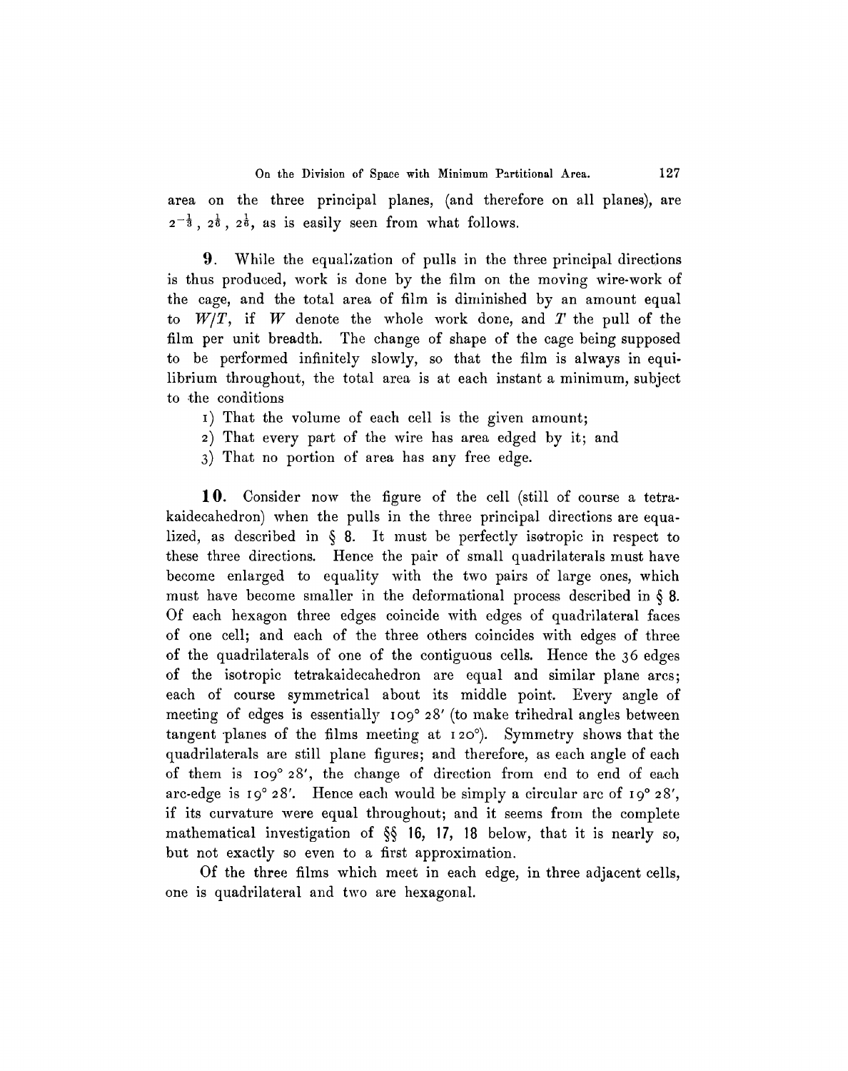area on the three principal planes, (and therefore on all planes), are $2^{-\frac{1}{3}}$, $2^{\frac{1}{6}}$, $2^{\frac{1}{6}}$, as is easily seen from what follows.

**9**. While the equalization of pulls in the three principal directions is thus produced, work is done by the film on the moving wire-work of the cage, and the total area of film is diminished by an amount equal to $W/T$, if $W$ denote the whole work done, and $T$ the pull of the film per unit breadth. The change of shape of the cage being supposed to be performed infinitely slowly, so that the film is always in equilibrium throughout, the total area is at each instant a minimum, subject to the conditions

1) That the volume of each cell is the given amount;
2) That every part of the wire has area edged by it; and
3) That no portion of area has any free edge.

**10**. Consider now the figure of the cell (still of course a tetrakaidecahedron) when the pulls in the three principal directions are equalized, as described in § 8. It must be perfectly isotropic in respect to these three directions. Hence the pair of small quadrilaterals must have become enlarged to equality with the two pairs of large ones, which must have become smaller in the deformational process described in § 8. Of each hexagon three edges coincide with edges of quadrilateral faces of one cell; and each of the three others coincides with edges of three of the quadrilaterals of one of the contiguous cells. Hence the 36 edges of the isotropic tetrakaidecahedron are equal and similar plane arcs; each of course symmetrical about its middle point. Every angle of meeting of edges is essentially 109° 28′ (to make trihedral angles between tangent planes of the films meeting at 120°). Symmetry shows that the quadrilaterals are still plane figures; and therefore, as each angle of each of them is 109° 28′, the change of direction from end to end of each arc-edge is 19° 28′. Hence each would be simply a circular arc of 19° 28′, if its curvature were equal throughout; and it seems from the complete mathematical investigation of §§ 16, 17, 18 below, that it is nearly so, but not exactly so even to a first approximation.

Of the three films which meet in each edge, in three adjacent cells, one is quadrilateral and two are hexagonal.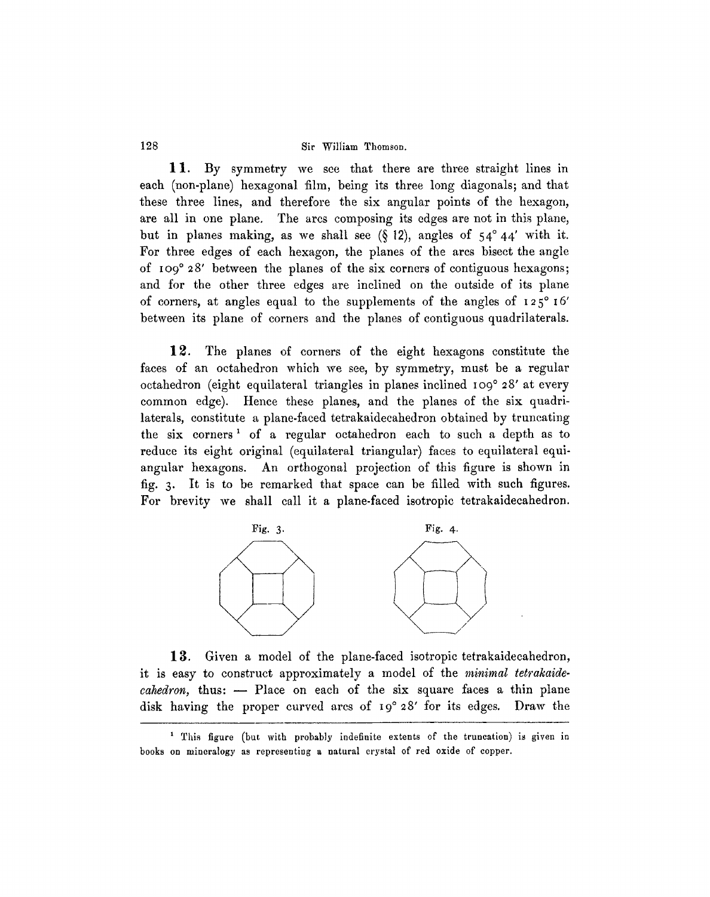**11.** By symmetry we see that there are three straight lines in each (non-plane) hexagonal film, being its three long diagonals; and that these three lines, and therefore the six angular points of the hexagon, are all in one plane. The arcs composing its edges are not in this plane, but in planes making, as we shall see (§ 12), angles of $54° 44'$ with it. For three edges of each hexagon, the planes of the arcs bisect the angle of $109° 28'$ between the planes of the six corners of contiguous hexagons; and for the other three edges are inclined on the outside of its plane of corners, at angles equal to the supplements of the angles of $125° 16'$ between its plane of corners and the planes of contiguous quadrilaterals.

**12.** The planes of corners of the eight hexagons constitute the faces of an octahedron which we see, by symmetry, must be a regular octahedron (eight equilateral triangles in planes inclined $109° 28'$ at every common edge). Hence these planes, and the planes of the six quadrilaterals, constitute a plane-faced tetrakaidecahedron obtained by truncating the six corners[1] of a regular octahedron each to such a depth as to reduce its eight original (equilateral triangular) faces to equilateral equiangular hexagons. An orthogonal projection of this figure is shown in fig. 3. It is to be remarked that space can be filled with such figures. For brevity we shall call it a plane-faced isotropic tetrakaidecahedron.

Fig. 3.

Fig. 4.

**13.** Given a model of the plane-faced isotropic tetrakaidecahedron, it is easy to construct approximately a model of the *minimal tetrakaidecahedron*, thus: — Place on each of the six square faces a thin plane disk having the proper curved arcs of $19° 28'$ for its edges. Draw the

---

[1] This figure (but with probably indefinite extents of the truncation) is given in books on mineralogy as representing a natural crystal of red oxide of copper.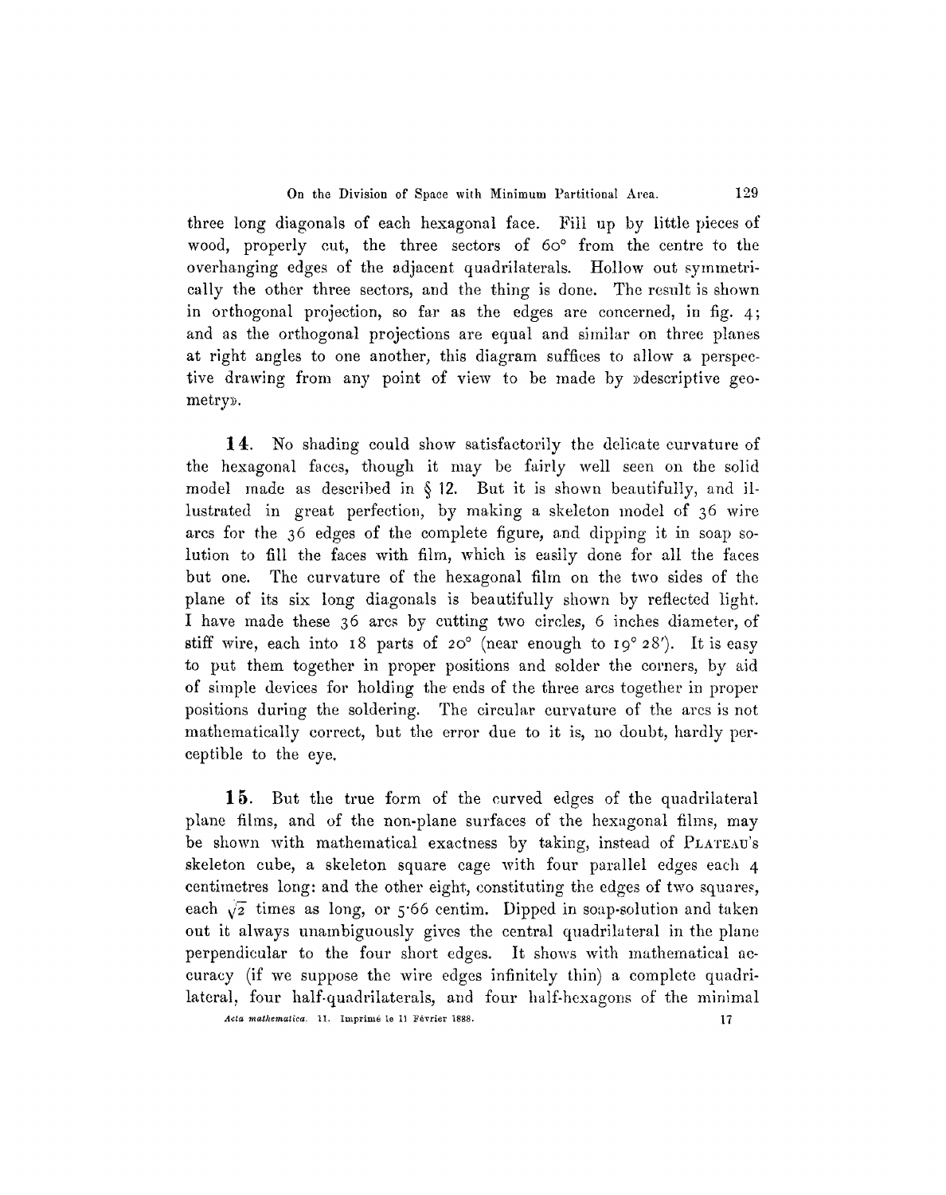three long diagonals of each hexagonal face. Fill up by little pieces of wood, properly cut, the three sectors of $60^\circ$ from the centre to the overhanging edges of the adjacent quadrilaterals. Hollow out symmetrically the other three sectors, and the thing is done. The result is shown in orthogonal projection, so far as the edges are concerned, in fig. 4; and as the orthogonal projections are equal and similar on three planes at right angles to one another, this diagram suffices to allow a perspective drawing from any point of view to be made by »descriptive geometry».

**14.** No shading could show satisfactorily the delicate curvature of the hexagonal faces, though it may be fairly well seen on the solid model made as described in § 12. But it is shown beautifully, and illustrated in great perfection, by making a skeleton model of 36 wire arcs for the 36 edges of the complete figure, and dipping it in soap solution to fill the faces with film, which is easily done for all the faces but one. The curvature of the hexagonal film on the two sides of the plane of its six long diagonals is beautifully shown by reflected light. I have made these 36 arcs by cutting two circles, 6 inches diameter, of stiff wire, each into 18 parts of $20^\circ$ (near enough to $19^\circ\,28'$). It is easy to put them together in proper positions and solder the corners, by aid of simple devices for holding the ends of the three arcs together in proper positions during the soldering. The circular curvature of the arcs is not mathematically correct, but the error due to it is, no doubt, hardly perceptible to the eye.

**15.** But the true form of the curved edges of the quadrilateral plane films, and of the non-plane surfaces of the hexagonal films, may be shown with mathematical exactness by taking, instead of PLATEAU's skeleton cube, a skeleton square cage with four parallel edges each 4 centimetres long: and the other eight, constituting the edges of two squares, each $\sqrt{2}$ times as long, or 5·66 centim. Dipped in soap-solution and taken out it always unambiguously gives the central quadrilateral in the plane perpendicular to the four short edges. It shows with mathematical accuracy (if we suppose the wire edges infinitely thin) a complete quadrilateral, four half-quadrilaterals, and four half-hexagons of the minimal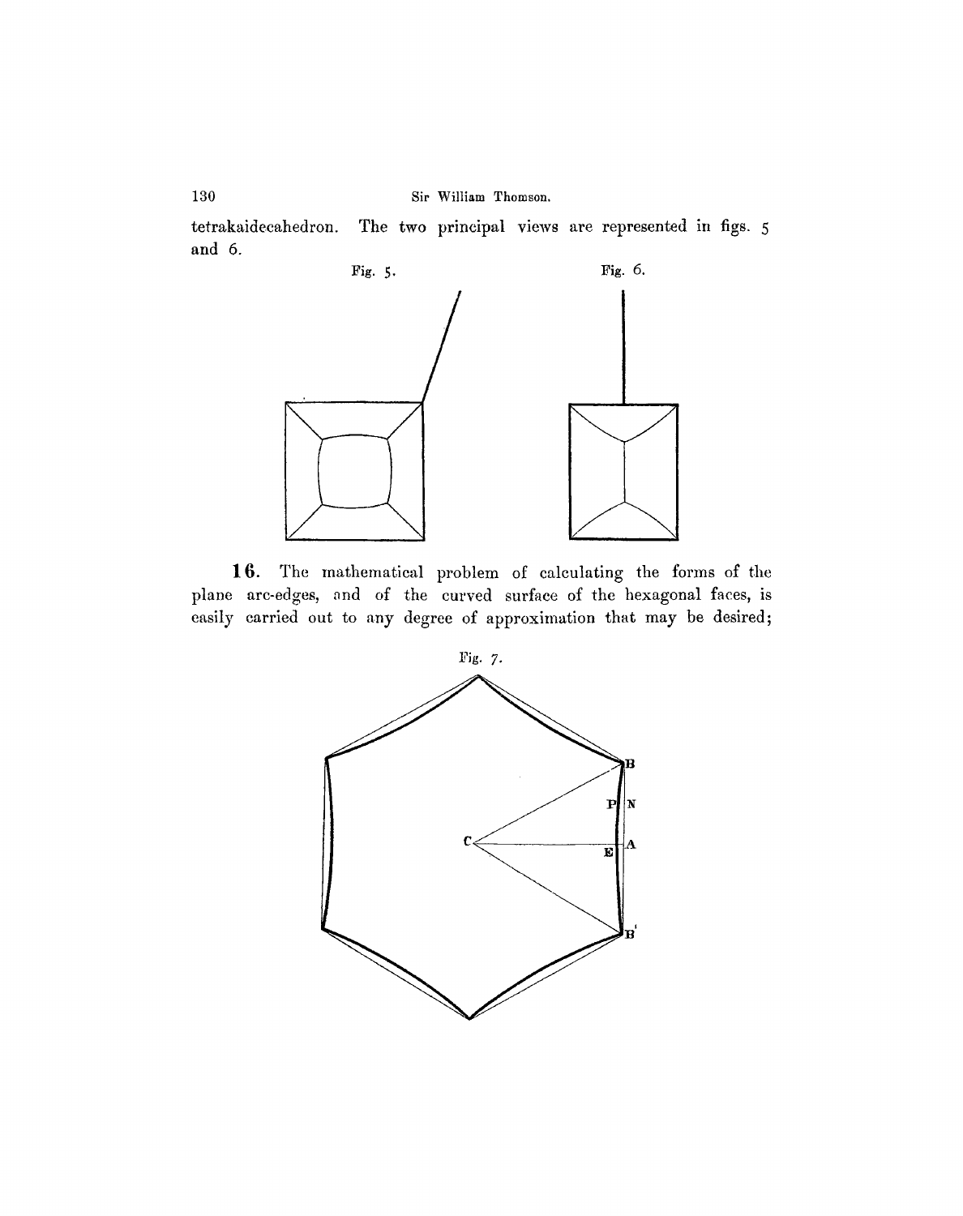tetrakaidecahedron. The two principal views are represented in figs. 5 and 6.

Fig. 5.

Fig. 6.

**16.** The mathematical problem of calculating the forms of the plane arc-edges, and of the curved surface of the hexagonal faces, is easily carried out to any degree of approximation that may be desired;

Fig. 7.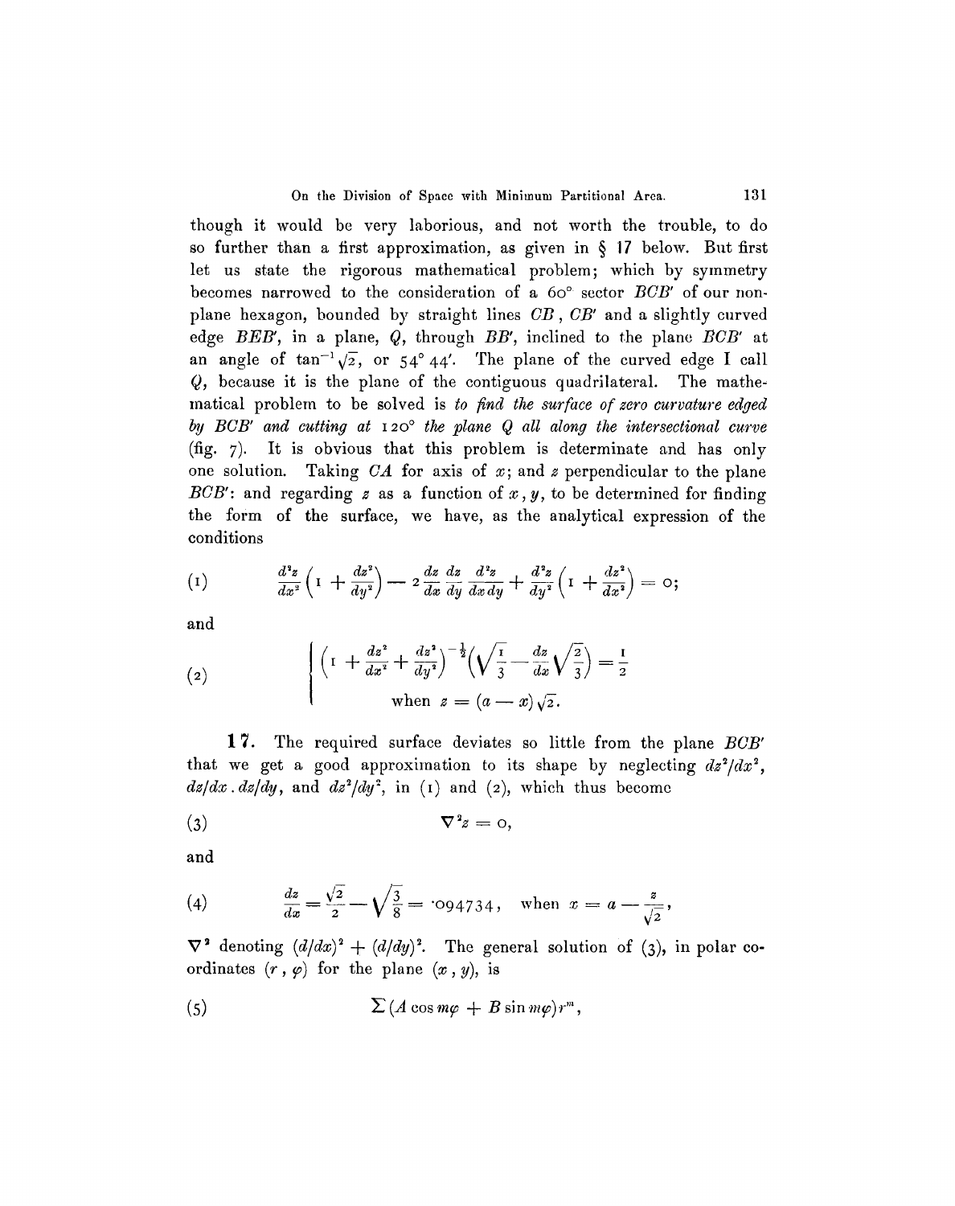though it would be very laborious, and not worth the trouble, to do so further than a first approximation, as given in § 17 below. But first let us state the rigorous mathematical problem; which by symmetry becomes narrowed to the consideration of a 60° sector $BCB'$ of our non-plane hexagon, bounded by straight lines $CB$, $CB'$ and a slightly curved edge $BEB'$, in a plane, $Q$, through $BB'$, inclined to the plane $BCB'$ at an angle of $\tan^{-1}\sqrt{2}$, or 54° 44′. The plane of the curved edge I call $Q$, because it is the plane of the contiguous quadrilateral. The mathematical problem to be solved is *to find the surface of zero curvature edged by $BCB'$ and cutting at* 120° *the plane $Q$ all along the intersectional curve* (fig. 7). It is obvious that this problem is determinate and has only one solution. Taking $CA$ for axis of $x$; and $z$ perpendicular to the plane $BCB'$: and regarding $z$ as a function of $x, y$, to be determined for finding the form of the surface, we have, as the analytical expression of the conditions

$$(1) \qquad \frac{d^2z}{dx^2}\left(1+\frac{dz^2}{dy^2}\right) - 2\frac{dz}{dx}\frac{dz}{dy}\frac{d^2z}{dx\,dy} + \frac{d^2z}{dy^2}\left(1+\frac{dz^2}{dx^2}\right) = 0;$$

and

$$(2) \qquad \begin{cases} \left(1+\frac{dz^2}{dx^2}+\frac{dz^2}{dy^2}\right)^{-\frac{1}{2}}\left(\sqrt{\frac{1}{3}}-\frac{dz}{dx}\sqrt{\frac{2}{3}}\right) = \frac{1}{2} \\ \text{when } z = (a-x)\sqrt{2}. \end{cases}$$

**17.** The required surface deviates so little from the plane $BCB'$ that we get a good approximation to its shape by neglecting $dz^2/dx^2$, $dz/dx \,.\, dz/dy$, and $dz^2/dy^2$, in (1) and (2), which thus become

$$(3) \qquad \nabla^2 z = 0,$$

and

$$(4) \qquad \frac{dz}{dx} = \frac{\sqrt{2}}{2} - \sqrt{\frac{3}{8}} = \cdot 094734, \quad \text{when } x = a - \frac{z}{\sqrt{2}},$$

$\nabla^2$ denoting $(d/dx)^2 + (d/dy)^2$. The general solution of (3), in polar co-ordinates $(r, \varphi)$ for the plane $(x, y)$, is

$$(5) \qquad \Sigma(A\cos m\varphi + B\sin m\varphi)r^m,$$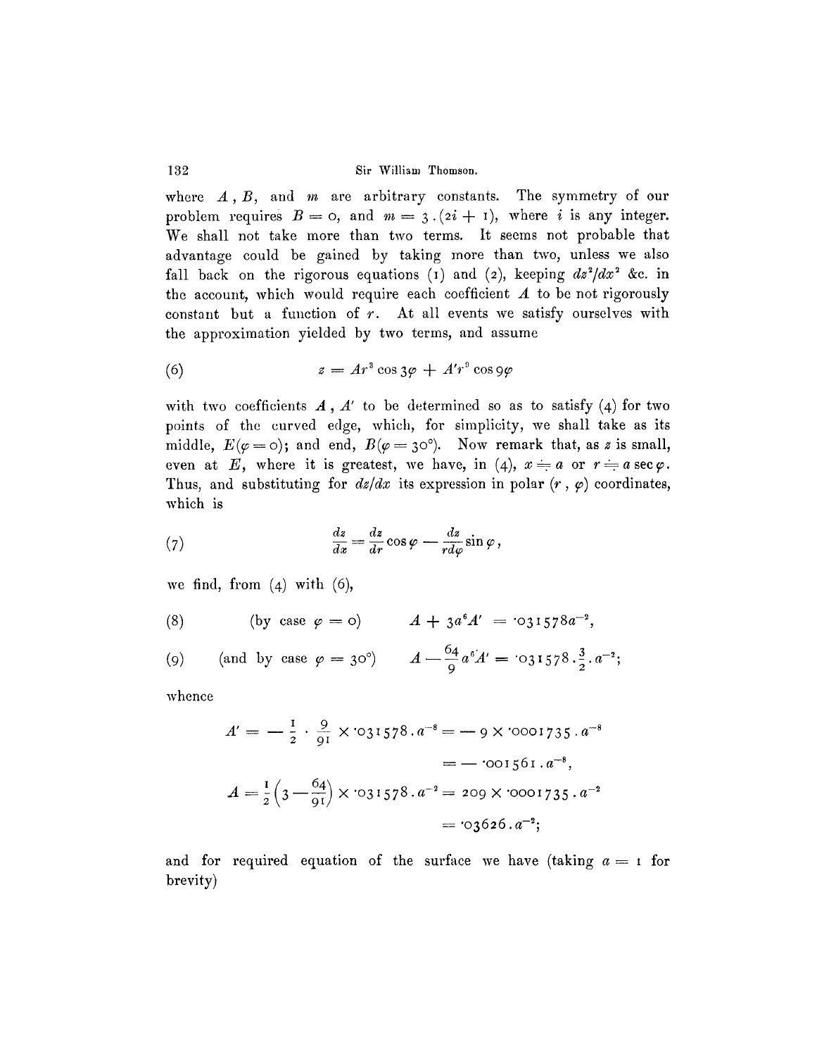where $A$, $B$, and $m$ are arbitrary constants. The symmetry of our problem requires $B = 0$, and $m = 3.(2i + 1)$, where $i$ is any integer. We shall not take more than two terms. It seems not probable that advantage could be gained by taking more than two, unless we also fall back on the rigorous equations (1) and (2), keeping $dz^2/dx^2$ &c. in the account, which would require each coefficient $A$ to be not rigorously constant but a function of $r$. At all events we satisfy ourselves with the approximation yielded by two terms, and assume

$$(6) \qquad z = Ar^3 \cos 3\varphi + A'r^9 \cos 9\varphi$$

with two coefficients $A$, $A'$ to be determined so as to satisfy (4) for two points of the curved edge, which, for simplicity, we shall take as its middle, $E(\varphi = 0)$; and end, $B(\varphi = 30°)$. Now remark that, as $z$ is small, even at $E$, where it is greatest, we have, in (4), $x \doteq a$ or $r \doteq a \sec \varphi$. Thus, and substituting for $dz/dx$ its expression in polar $(r, \varphi)$ coordinates, which is

$$(7) \qquad \frac{dz}{dx} = \frac{dz}{dr}\cos\varphi - \frac{dz}{rd\varphi}\sin\varphi,$$

we find, from (4) with (6),

$$(8) \qquad \text{(by case } \varphi = 0) \qquad A + 3a^6A' = {\cdot}031578a^{-2},$$

$$(9) \qquad \text{(and by case } \varphi = 30°) \qquad A - \frac{64}{9}a^6A' = {\cdot}031578 . \tfrac{3}{2} . a^{-2};$$

whence

$$A' = -\frac{1}{2} \cdot \frac{9}{91} \times {\cdot}031578 . a^{-8} = -9 \times {\cdot}0001735 . a^{-8}$$

$$= -{\cdot}001561 . a^{-8},$$

$$A = \frac{1}{2}\left(3 - \frac{64}{91}\right) \times {\cdot}031578 . a^{-2} = 209 \times {\cdot}0001735 . a^{-2}$$

$$= {\cdot}03626 . a^{-2};$$

and for required equation of the surface we have (taking $a = 1$ for brevity)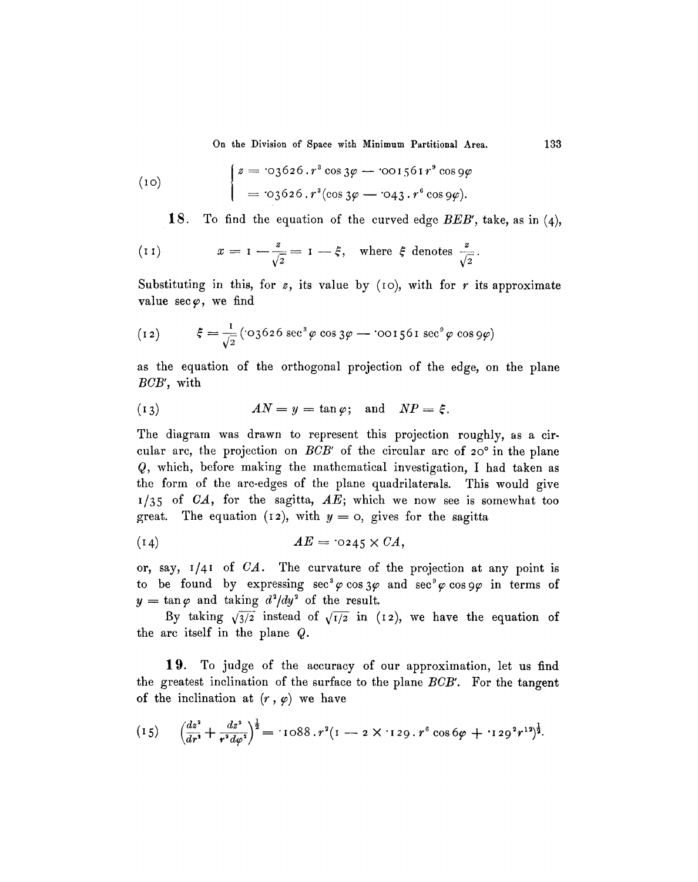$$
(10) \qquad \begin{cases} z = \cdot 03626 \,.\, r^3 \cos 3\varphi - \cdot 001561\, r^9 \cos 9\varphi \\ \quad = \cdot 03626 \,.\, r^3 (\cos 3\varphi - \cdot 043 \,.\, r^6 \cos 9\varphi). \end{cases}
$$

**18.** To find the equation of the curved edge $BEB'$, take, as in (4),

$$
(11) \qquad x = 1 - \frac{z}{\sqrt{2}} = 1 - \xi, \quad \text{where } \xi \text{ denotes } \frac{z}{\sqrt{2}}.
$$

Substituting in this, for $z$, its value by (10), with for $r$ its approximate value $\sec\varphi$, we find

$$
(12) \qquad \xi = \frac{1}{\sqrt{2}} (\cdot 03626 \sec^3\varphi \cos 3\varphi - \cdot 001561 \sec^9\varphi \cos 9\varphi)
$$

as the equation of the orthogonal projection of the edge, on the plane $BCB'$, with

$$
(13) \qquad AN = y = \tan\varphi; \quad \text{and} \quad NP = \xi.
$$

The diagram was drawn to represent this projection roughly, as a circular arc, the projection on $BCB'$ of the circular arc of 20° in the plane $Q$, which, before making the mathematical investigation, I had taken as the form of the arc-edges of the plane quadrilaterals. This would give $1/35$ of $CA$, for the sagitta, $AE$; which we now see is somewhat too great. The equation (12), with $y = 0$, gives for the sagitta

$$
(14) \qquad AE = \cdot 0245 \times CA,
$$

or, say, $1/41$ of $CA$. The curvature of the projection at any point is to be found by expressing $\sec^3\varphi \cos 3\varphi$ and $\sec^9\varphi \cos 9\varphi$ in terms of $y = \tan\varphi$ and taking $d^2/dy^2$ of the result.

By taking $\sqrt{3/2}$ instead of $\sqrt{1/2}$ in (12), we have the equation of the arc itself in the plane $Q$.

**19.** To judge of the accuracy of our approximation, let us find the greatest inclination of the surface to the plane $BCB'$. For the tangent of the inclination at $(r, \varphi)$ we have

$$
(15) \qquad \left(\frac{dz^2}{dr^2} + \frac{dz^2}{r^2 d\varphi^2}\right)^{\frac{1}{2}} = \cdot 1088 \,.\, r^2 (1 - 2 \times \cdot 129 \,.\, r^6 \cos 6\varphi + \cdot 129^2 r^{12})^{\frac{1}{2}}.
$$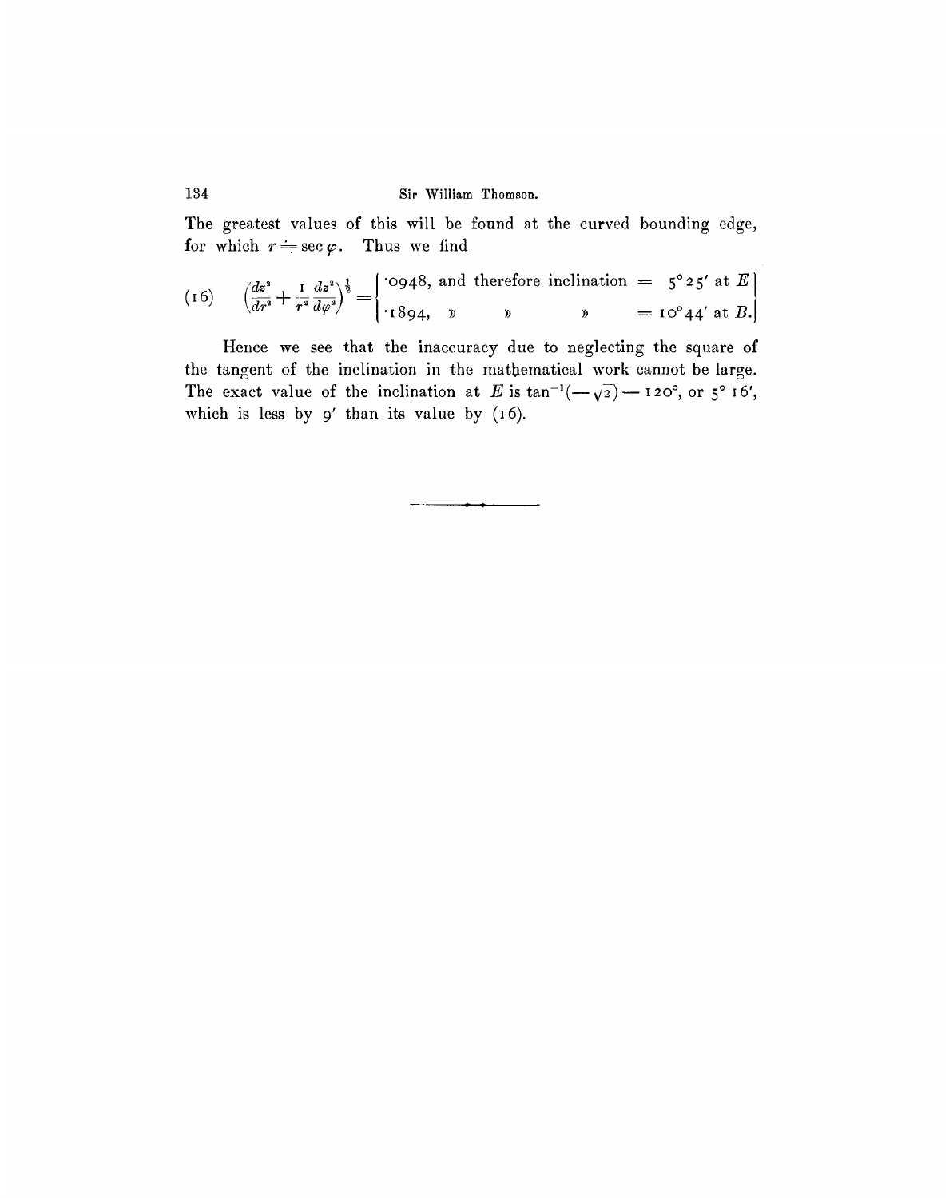The greatest values of this will be found at the curved bounding edge, for which $r \doteq \sec \varphi$. Thus we find

$$(16) \qquad \left(\frac{dz^2}{dr^2} + \frac{1}{r^2}\frac{dz^2}{d\varphi^2}\right)^{\frac{1}{2}} = \begin{cases} \cdot 0948, \text{ and therefore inclination } = 5^\circ 25' \text{ at } E \\ \cdot 1894, \quad " \quad\quad " \quad\quad\quad " \quad\quad = 10^\circ 44' \text{ at } B. \end{cases}$$

Hence we see that the inaccuracy due to neglecting the square of the tangent of the inclination in the mathematical work cannot be large. The exact value of the inclination at $E$ is $\tan^{-1}(-\sqrt{2}) - 120^\circ$, or $5^\circ\ 16'$, which is less by $9'$ than its value by (16).